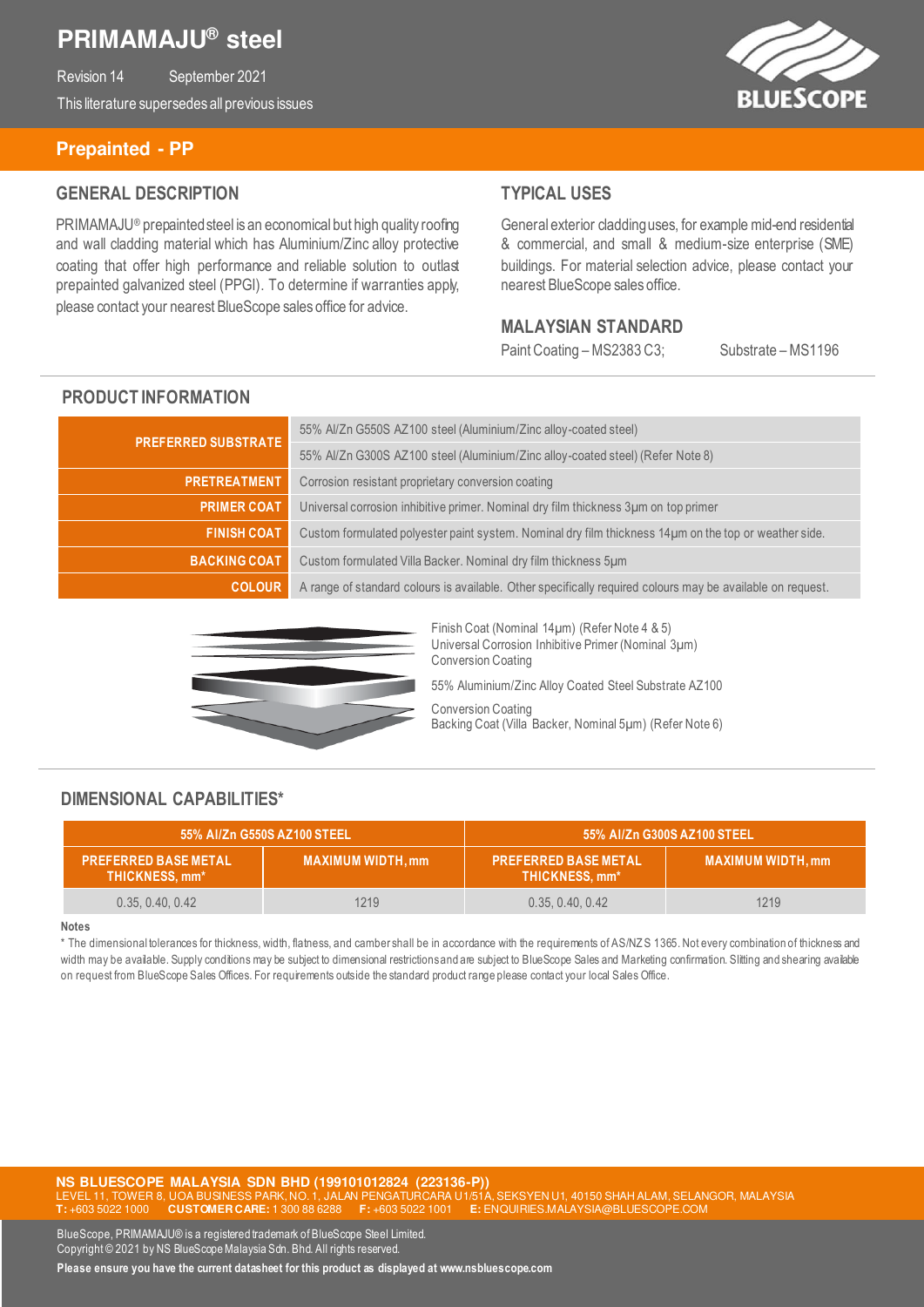# PRIMAMAJU® steel

Revision 14 September 2021

This literature supersedes all previous issues

## Prepainted - PP

### GENERAL DESCRIPTION

PRIMAMAJU® prepainted steel is an economical but high quality roofing and wall cladding material which has Aluminium/Zinc alloy protective coating that offer high performance and reliable solution to outlast prepainted galvanized steel (PPGI). To determine if warranties apply, please contact your nearest BlueScope sales office for advice.

### TYPICAL USES

General exterior cladding uses, for example mid-end residential & commercial, and small & medium-size enterprise (SME) buildings. For material selection advice, please contact your nearest BlueScope sales office.

### MALAYSIAN STANDARD

Paint Coating – MS2383 C3; Substrate – MS1196

### PRODUCT INFORMATION

| | |
|---|---|
| **PREFERRED SUBSTRATE** | 55% Al/Zn G550S AZ100 steel (Aluminium/Zinc alloy-coated steel) |
| | 55% Al/Zn G300S AZ100 steel (Aluminium/Zinc alloy-coated steel) (Refer Note 8) |
| **PRETREATMENT** | Corrosion resistant proprietary conversion coating |
| **PRIMER COAT** | Universal corrosion inhibitive primer. Nominal dry film thickness 3µm on top primer |
| **FINISH COAT** | Custom formulated polyester paint system. Nominal dry film thickness 14µm on the top or weather side. |
| **BACKING COAT** | Custom formulated Villa Backer. Nominal dry film thickness 5µm |
| **COLOUR** | A range of standard colours is available. Other specifically required colours may be available on request. |

Finish Coat (Nominal 14µm) (Refer Note 4 & 5)
Universal Corrosion Inhibitive Primer (Nominal 3µm)
Conversion Coating

55% Aluminium/Zinc Alloy Coated Steel Substrate AZ100

Conversion Coating
Backing Coat (Villa Backer, Nominal 5µm) (Refer Note 6)

### DIMENSIONAL CAPABILITIES*

| 55% Al/Zn G550S AZ100 STEEL | | 55% Al/Zn G300S AZ100 STEEL | |
|---|---|---|---|
| PREFERRED BASE METAL THICKNESS, mm* | MAXIMUM WIDTH, mm | PREFERRED BASE METAL THICKNESS, mm* | MAXIMUM WIDTH, mm |
| 0.35, 0.40, 0.42 | 1219 | 0.35, 0.40, 0.42 | 1219 |

**Notes**

* The dimensional tolerances for thickness, width, flatness, and camber shall be in accordance with the requirements of AS/NZS 1365. Not every combination of thickness and width may be available. Supply conditions may be subject to dimensional restrictions and are subject to BlueScope Sales and Marketing confirmation. Slitting and shearing available on request from BlueScope Sales Offices. For requirements outside the standard product range please contact your local Sales Office.

**NS BLUESCOPE MALAYSIA SDN BHD (199101012824 (223136-P))**
LEVEL 11, TOWER 8, UOA BUSINESS PARK, NO. 1, JALAN PENGATURCARA U1/51A, SEKSYEN U1, 40150 SHAH ALAM, SELANGOR, MALAYSIA
**T:** +603 5022 1000 **CUSTOMER CARE:** 1 300 88 6288 **F:** +603 5022 1001 **E:** ENQUIRIES.MALAYSIA@BLUESCOPE.COM

BlueScope, PRIMAMAJU® is a registered trademark of BlueScope Steel Limited.
Copyright © 2021 by NS BlueScope Malaysia Sdn. Bhd. All rights reserved.

**Please ensure you have the current datasheet for this product as displayed at www.nsbluescope.com**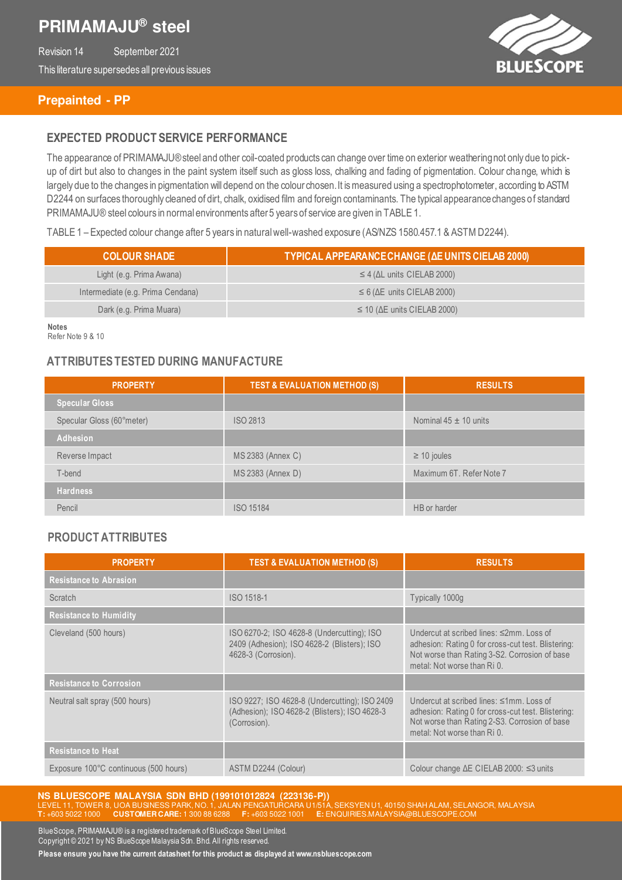# PRIMAMAJU® steel

Revision 14 September 2021

This literature supersedes all previous issues

## Prepainted - PP

### EXPECTED PRODUCT SERVICE PERFORMANCE

The appearance of PRIMAMAJU® steel and other coil-coated products can change over time on exterior weathering not only due to pick-up of dirt but also to changes in the paint system itself such as gloss loss, chalking and fading of pigmentation. Colour change, which is largely due to the changes in pigmentation will depend on the colour chosen. It is measured using a spectrophotometer, according to ASTM D2244 on surfaces thoroughly cleaned of dirt, chalk, oxidised film and foreign contaminants. The typical appearance changes of standard PRIMAMAJU® steel colours in normal environments after 5 years of service are given in TABLE 1.

TABLE 1 – Expected colour change after 5 years in natural well-washed exposure (AS/NZS 1580.457.1 & ASTM D2244).

| COLOUR SHADE | TYPICAL APPEARANCE CHANGE (ΔE UNITS CIELAB 2000) |
|---|---|
| Light (e.g. Prima Awana) | ≤ 4 (ΔL units CIELAB 2000) |
| Intermediate (e.g. Prima Cendana) | ≤ 6 (ΔE units CIELAB 2000) |
| Dark (e.g. Prima Muara) | ≤ 10 (ΔE units CIELAB 2000) |

**Notes**
Refer Note 9 & 10

### ATTRIBUTES TESTED DURING MANUFACTURE

| PROPERTY | TEST & EVALUATION METHOD (S) | RESULTS |
|---|---|---|
| **Specular Gloss** | | |
| Specular Gloss (60°meter) | ISO 2813 | Nominal 45 ± 10 units |
| **Adhesion** | | |
| Reverse Impact | MS 2383 (Annex C) | ≥ 10 joules |
| T-bend | MS 2383 (Annex D) | Maximum 6T. Refer Note 7 |
| **Hardness** | | |
| Pencil | ISO 15184 | HB or harder |

### PRODUCT ATTRIBUTES

| PROPERTY | TEST & EVALUATION METHOD (S) | RESULTS |
|---|---|---|
| **Resistance to Abrasion** | | |
| Scratch | ISO 1518-1 | Typically 1000g |
| **Resistance to Humidity** | | |
| Cleveland (500 hours) | ISO 6270-2; ISO 4628-8 (Undercutting); ISO 2409 (Adhesion); ISO 4628-2 (Blisters); ISO 4628-3 (Corrosion). | Undercut at scribed lines: ≤2mm. Loss of adhesion: Rating 0 for cross-cut test. Blistering: Not worse than Rating 3-S2. Corrosion of base metal: Not worse than Ri 0. |
| **Resistance to Corrosion** | | |
| Neutral salt spray (500 hours) | ISO 9227; ISO 4628-8 (Undercutting); ISO 2409 (Adhesion); ISO 4628-2 (Blisters); ISO 4628-3 (Corrosion). | Undercut at scribed lines: ≤1mm. Loss of adhesion: Rating 0 for cross-cut test. Blistering: Not worse than Rating 2-S3. Corrosion of base metal: Not worse than Ri 0. |
| **Resistance to Heat** | | |
| Exposure 100°C continuous (500 hours) | ASTM D2244 (Colour) | Colour change ΔE CIELAB 2000: ≤3 units |

**NS BLUESCOPE MALAYSIA SDN BHD (199101012824 (223136-P))**
LEVEL 11, TOWER 8, UOA BUSINESS PARK, NO. 1, JALAN PENGATURCARA U1/51A, SEKSYEN U1, 40150 SHAH ALAM, SELANGOR, MALAYSIA
**T:** +603 5022 1000 **CUSTOMER CARE:** 1 300 88 6288 **F:** +603 5022 1001 **E:** ENQUIRIES.MALAYSIA@BLUESCOPE.COM

BlueScope, PRIMAMAJU® is a registered trademark of BlueScope Steel Limited.
Copyright © 2021 by NS BlueScope Malaysia Sdn. Bhd. All rights reserved.

**Please ensure you have the current datasheet for this product as displayed at www.nsbluescope.com**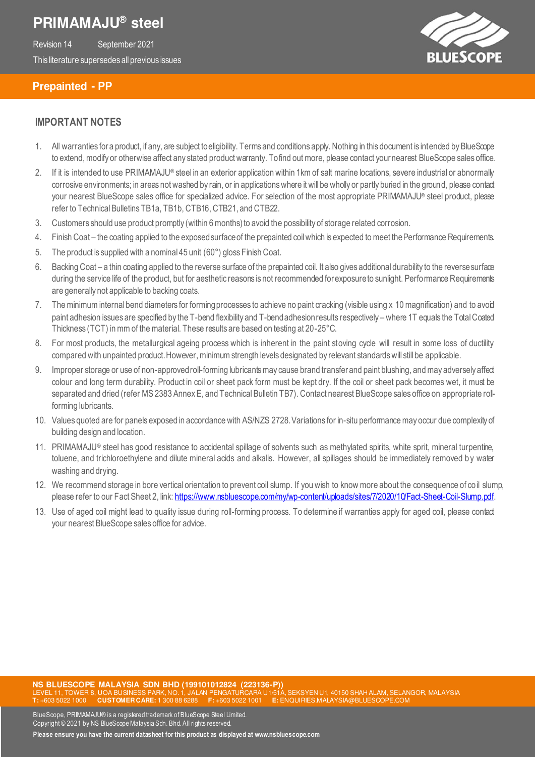# PRIMAMAJU® steel

Revision 14 September 2021

This literature supersedes all previous issues

## Prepainted - PP

### IMPORTANT NOTES

1. All warranties for a product, if any, are subject to eligibility. Terms and conditions apply. Nothing in this document is intended by BlueScope to extend, modify or otherwise affect any stated product warranty. To find out more, please contact your nearest BlueScope sales office.
2. If it is intended to use PRIMAMAJU® steel in an exterior application within 1km of salt marine locations, severe industrial or abnormally corrosive environments; in areas not washed by rain, or in applications where it will be wholly or partly buried in the ground, please contact your nearest BlueScope sales office for specialized advice. For selection of the most appropriate PRIMAMAJU® steel product, please refer to Technical Bulletins TB1a, TB1b, CTB16, CTB21, and CTB22.
3. Customers should use product promptly (within 6 months) to avoid the possibility of storage related corrosion.
4. Finish Coat – the coating applied to the exposed surface of the prepainted coil which is expected to meet the Performance Requirements.
5. The product is supplied with a nominal 45 unit (60°) gloss Finish Coat.
6. Backing Coat – a thin coating applied to the reverse surface of the prepainted coil. It also gives additional durability to the reverse surface during the service life of the product, but for aesthetic reasons is not recommended for exposure to sunlight. Performance Requirements are generally not applicable to backing coats.
7. The minimum internal bend diameters for forming processes to achieve no paint cracking (visible using x 10 magnification) and to avoid paint adhesion issues are specified by the T-bend flexibility and T-bend adhesion results respectively – where 1T equals the Total Coated Thickness (TCT) in mm of the material. These results are based on testing at 20-25°C.
8. For most products, the metallurgical ageing process which is inherent in the paint stoving cycle will result in some loss of ductility compared with unpainted product. However, minimum strength levels designated by relevant standards will still be applicable.
9. Improper storage or use of non-approved roll-forming lubricants may cause brand transfer and paint blushing, and may adversely affect colour and long term durability. Product in coil or sheet pack form must be kept dry. If the coil or sheet pack becomes wet, it must be separated and dried (refer MS 2383 Annex E, and Technical Bulletin TB7). Contact nearest BlueScope sales office on appropriate roll-forming lubricants.
10. Values quoted are for panels exposed in accordance with AS/NZS 2728. Variations for in-situ performance may occur due complexity of building design and location.
11. PRIMAMAJU® steel has good resistance to accidental spillage of solvents such as methylated spirits, white sprit, mineral turpentine, toluene, and trichloroethylene and dilute mineral acids and alkalis. However, all spillages should be immediately removed by water washing and drying.
12. We recommend storage in bore vertical orientation to prevent coil slump. If you wish to know more about the consequence of coil slump, please refer to our Fact Sheet 2, link: https://www.nsbluescope.com/my/wp-content/uploads/sites/7/2020/10/Fact-Sheet-Coil-Slump.pdf.
13. Use of aged coil might lead to quality issue during roll-forming process. To determine if warranties apply for aged coil, please contact your nearest BlueScope sales office for advice.

**NS BLUESCOPE MALAYSIA SDN BHD (199101012824 (223136-P))**
LEVEL 11, TOWER 8, UOA BUSINESS PARK, NO. 1, JALAN PENGATURCARA U1/51A, SEKSYEN U1, 40150 SHAH ALAM, SELANGOR, MALAYSIA
**T:** +603 5022 1000 **CUSTOMER CARE:** 1 300 88 6288 **F:** +603 5022 1001 **E:** ENQUIRIES.MALAYSIA@BLUESCOPE.COM

BlueScope, PRIMAMAJU® is a registered trademark of BlueScope Steel Limited.
Copyright © 2021 by NS BlueScope Malaysia Sdn. Bhd. All rights reserved.

**Please ensure you have the current datasheet for this product as displayed at www.nsbluescope.com**